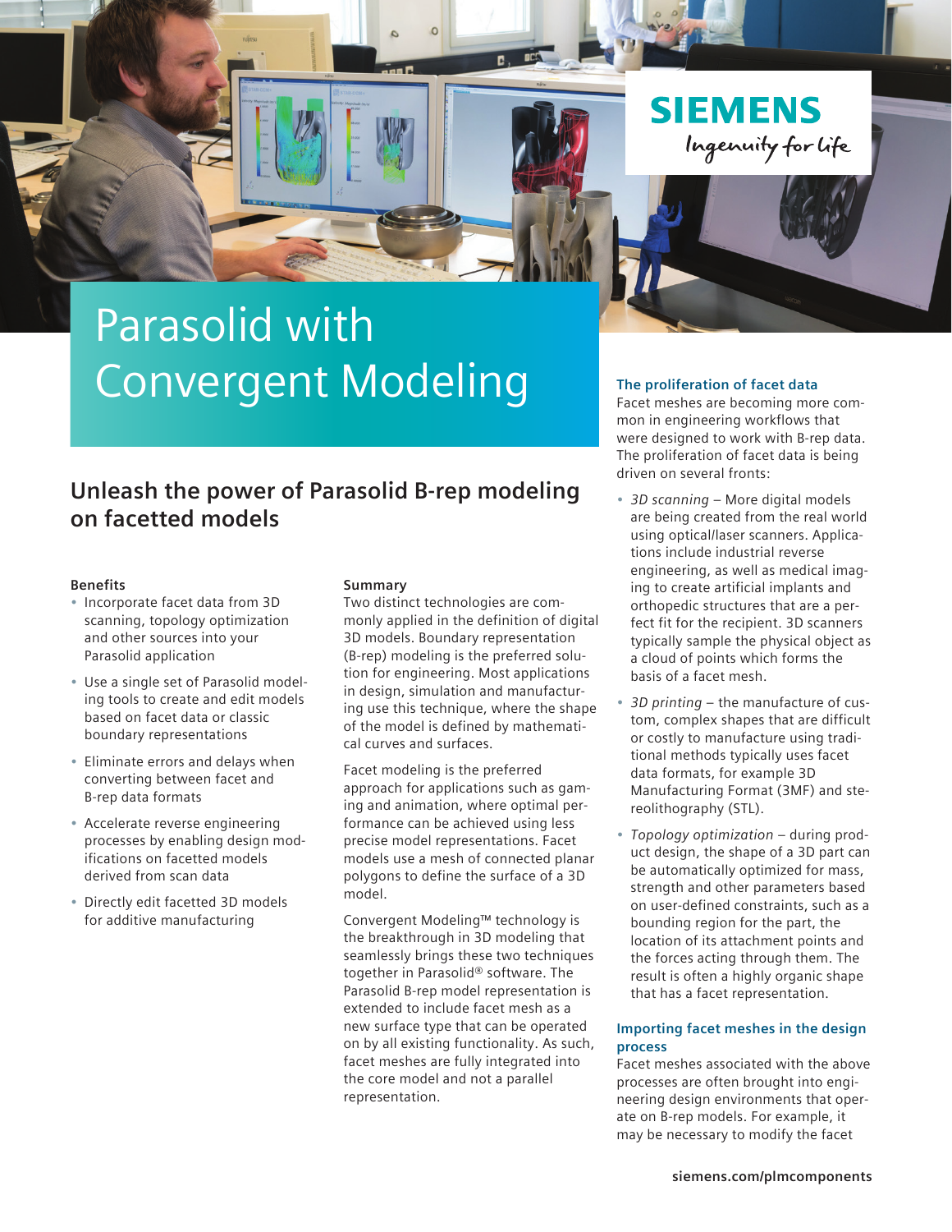# Parasolid with Convergent Modeling

## Unleash the power of Parasolid B-rep modeling on facetted models

**Benefits**

- Incorporate facet data from 3D scanning, topology optimization and other sources into your Parasolid application
- Use a single set of Parasolid modeling tools to create and edit models based on facet data or classic boundary representations
- Eliminate errors and delays when converting between facet and B-rep data formats
- Accelerate reverse engineering processes by enabling design modifications on facetted models derived from scan data
- Directly edit facetted 3D models for additive manufacturing

**Summary**

Two distinct technologies are commonly applied in the definition of digital 3D models. Boundary representation (B-rep) modeling is the preferred solution for engineering. Most applications in design, simulation and manufacturing use this technique, where the shape of the model is defined by mathematical curves and surfaces.

Facet modeling is the preferred approach for applications such as gaming and animation, where optimal performance can be achieved using less precise model representations. Facet models use a mesh of connected planar polygons to define the surface of a 3D model.

Convergent Modeling™ technology is the breakthrough in 3D modeling that seamlessly brings these two techniques together in Parasolid® software. The Parasolid B-rep model representation is extended to include facet mesh as a new surface type that can be operated on by all existing functionality. As such, facet meshes are fully integrated into the core model and not a parallel representation.

### The proliferation of facet data

Facet meshes are becoming more common in engineering workflows that were designed to work with B-rep data. The proliferation of facet data is being driven on several fronts:

- *3D scanning* – More digital models are being created from the real world using optical/laser scanners. Applications include industrial reverse engineering, as well as medical imaging to create artificial implants and orthopedic structures that are a perfect fit for the recipient. 3D scanners typically sample the physical object as a cloud of points which forms the basis of a facet mesh.
- *3D printing* – the manufacture of custom, complex shapes that are difficult or costly to manufacture using traditional methods typically uses facet data formats, for example 3D Manufacturing Format (3MF) and stereolithography (STL).
- *Topology optimization* – during product design, the shape of a 3D part can be automatically optimized for mass, strength and other parameters based on user-defined constraints, such as a bounding region for the part, the location of its attachment points and the forces acting through them. The result is often a highly organic shape that has a facet representation.

### Importing facet meshes in the design process

Facet meshes associated with the above processes are often brought into engineering design environments that operate on B-rep models. For example, it may be necessary to modify the facet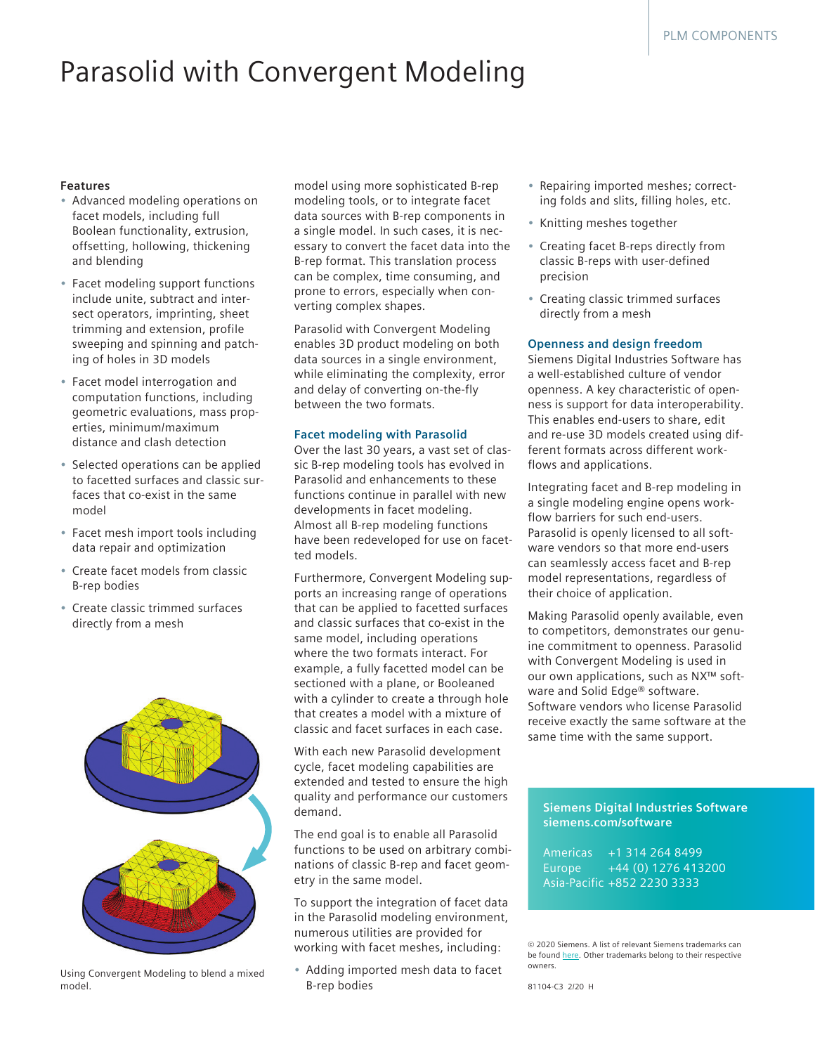# Parasolid with Convergent Modeling

**Features**

- Advanced modeling operations on facet models, including full Boolean functionality, extrusion, offsetting, hollowing, thickening and blending
- Facet modeling support functions include unite, subtract and intersect operators, imprinting, sheet trimming and extension, profile sweeping and spinning and patching of holes in 3D models
- Facet model interrogation and computation functions, including geometric evaluations, mass properties, minimum/maximum distance and clash detection
- Selected operations can be applied to facetted surfaces and classic surfaces that co-exist in the same model
- Facet mesh import tools including data repair and optimization
- Create facet models from classic B-rep bodies
- Create classic trimmed surfaces directly from a mesh

Using Convergent Modeling to blend a mixed model.

model using more sophisticated B-rep modeling tools, or to integrate facet data sources with B-rep components in a single model. In such cases, it is necessary to convert the facet data into the B-rep format. This translation process can be complex, time consuming, and prone to errors, especially when converting complex shapes.

Parasolid with Convergent Modeling enables 3D product modeling on both data sources in a single environment, while eliminating the complexity, error and delay of converting on-the-fly between the two formats.

### Facet modeling with Parasolid

Over the last 30 years, a vast set of classic B-rep modeling tools has evolved in Parasolid and enhancements to these functions continue in parallel with new developments in facet modeling. Almost all B-rep modeling functions have been redeveloped for use on facetted models.

Furthermore, Convergent Modeling supports an increasing range of operations that can be applied to facetted surfaces and classic surfaces that co-exist in the same model, including operations where the two formats interact. For example, a fully facetted model can be sectioned with a plane, or Booleaned with a cylinder to create a through hole that creates a model with a mixture of classic and facet surfaces in each case.

With each new Parasolid development cycle, facet modeling capabilities are extended and tested to ensure the high quality and performance our customers demand.

The end goal is to enable all Parasolid functions to be used on arbitrary combinations of classic B-rep and facet geometry in the same model.

To support the integration of facet data in the Parasolid modeling environment, numerous utilities are provided for working with facet meshes, including:

- Adding imported mesh data to facet B-rep bodies
- Repairing imported meshes; correcting folds and slits, filling holes, etc.
- Knitting meshes together
- Creating facet B-reps directly from classic B-reps with user-defined precision
- Creating classic trimmed surfaces directly from a mesh

### Openness and design freedom

Siemens Digital Industries Software has a well-established culture of vendor openness. A key characteristic of openness is support for data interoperability. This enables end-users to share, edit and re-use 3D models created using different formats across different workflows and applications.

Integrating facet and B-rep modeling in a single modeling engine opens workflow barriers for such end-users. Parasolid is openly licensed to all software vendors so that more end-users can seamlessly access facet and B-rep model representations, regardless of their choice of application.

Making Parasolid openly available, even to competitors, demonstrates our genuine commitment to openness. Parasolid with Convergent Modeling is used in our own applications, such as NX™ software and Solid Edge® software. Software vendors who license Parasolid receive exactly the same software at the same time with the same support.

**Siemens Digital Industries Software**
**siemens.com/software**

Americas +1 314 264 8499
Europe +44 (0) 1276 413200
Asia-Pacific +852 2230 3333

© 2020 Siemens. A list of relevant Siemens trademarks can be found here. Other trademarks belong to their respective owners.

81104-C3 2/20 H